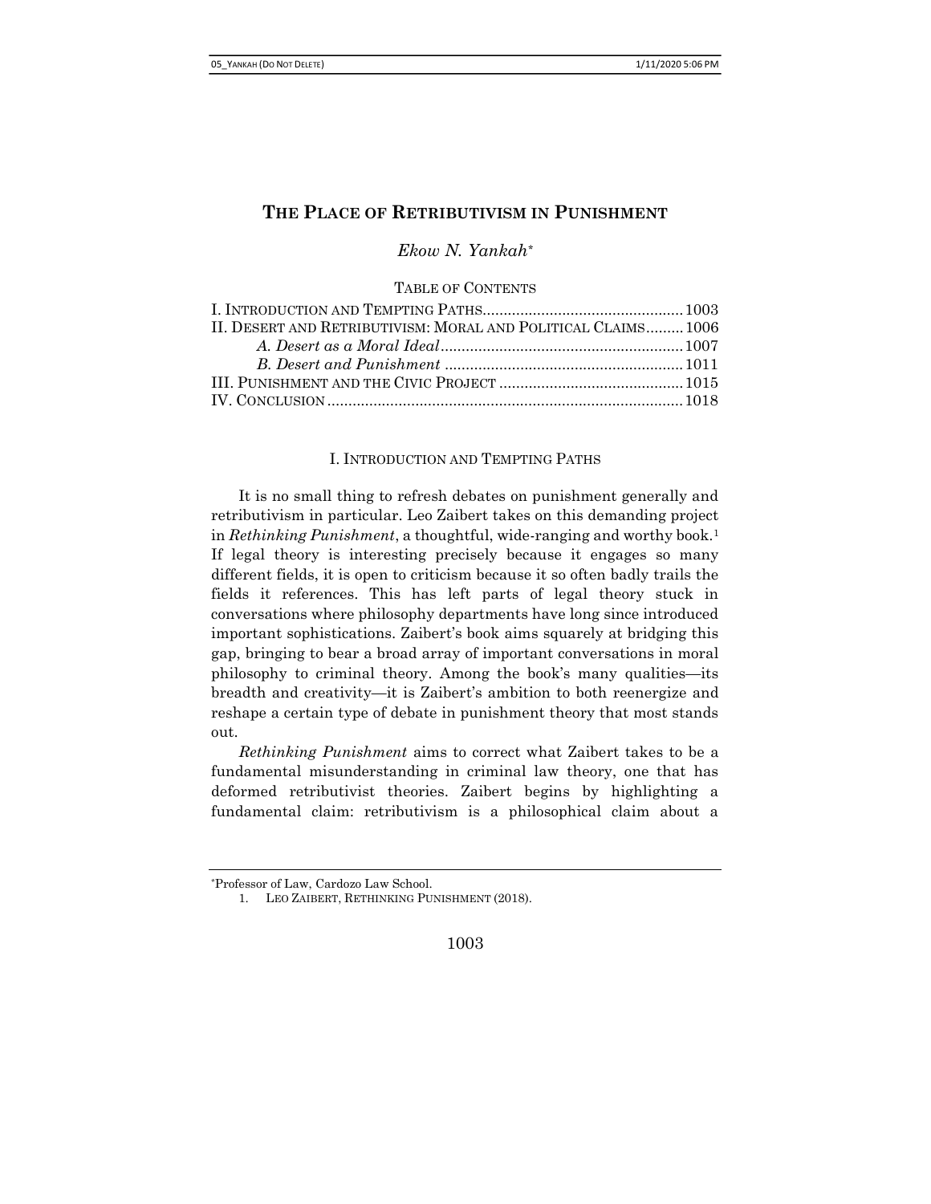# The Place of Retributivism in Punishment

*Ekow N. Yankah*[*]

TABLE OF CONTENTS

I. INTRODUCTION AND TEMPTING PATHS ........ 1003
II. DESERT AND RETRIBUTIVISM: MORAL AND POLITICAL CLAIMS ........ 1006
  *A. Desert as a Moral Ideal* ........ 1007
  *B. Desert and Punishment* ........ 1011
III. PUNISHMENT AND THE CIVIC PROJECT ........ 1015
IV. CONCLUSION ........ 1018

## I. Introduction and Tempting Paths

It is no small thing to refresh debates on punishment generally and retributivism in particular. Leo Zaibert takes on this demanding project in *Rethinking Punishment*, a thoughtful, wide-ranging and worthy book.[1] If legal theory is interesting precisely because it engages so many different fields, it is open to criticism because it so often badly trails the fields it references. This has left parts of legal theory stuck in conversations where philosophy departments have long since introduced important sophistications. Zaibert's book aims squarely at bridging this gap, bringing to bear a broad array of important conversations in moral philosophy to criminal theory. Among the book's many qualities—its breadth and creativity—it is Zaibert's ambition to both reenergize and reshape a certain type of debate in punishment theory that most stands out.

*Rethinking Punishment* aims to correct what Zaibert takes to be a fundamental misunderstanding in criminal law theory, one that has deformed retributivist theories. Zaibert begins by highlighting a fundamental claim: retributivism is a philosophical claim about a

---

[*] Professor of Law, Cardozo Law School.

1. LEO ZAIBERT, RETHINKING PUNISHMENT (2018).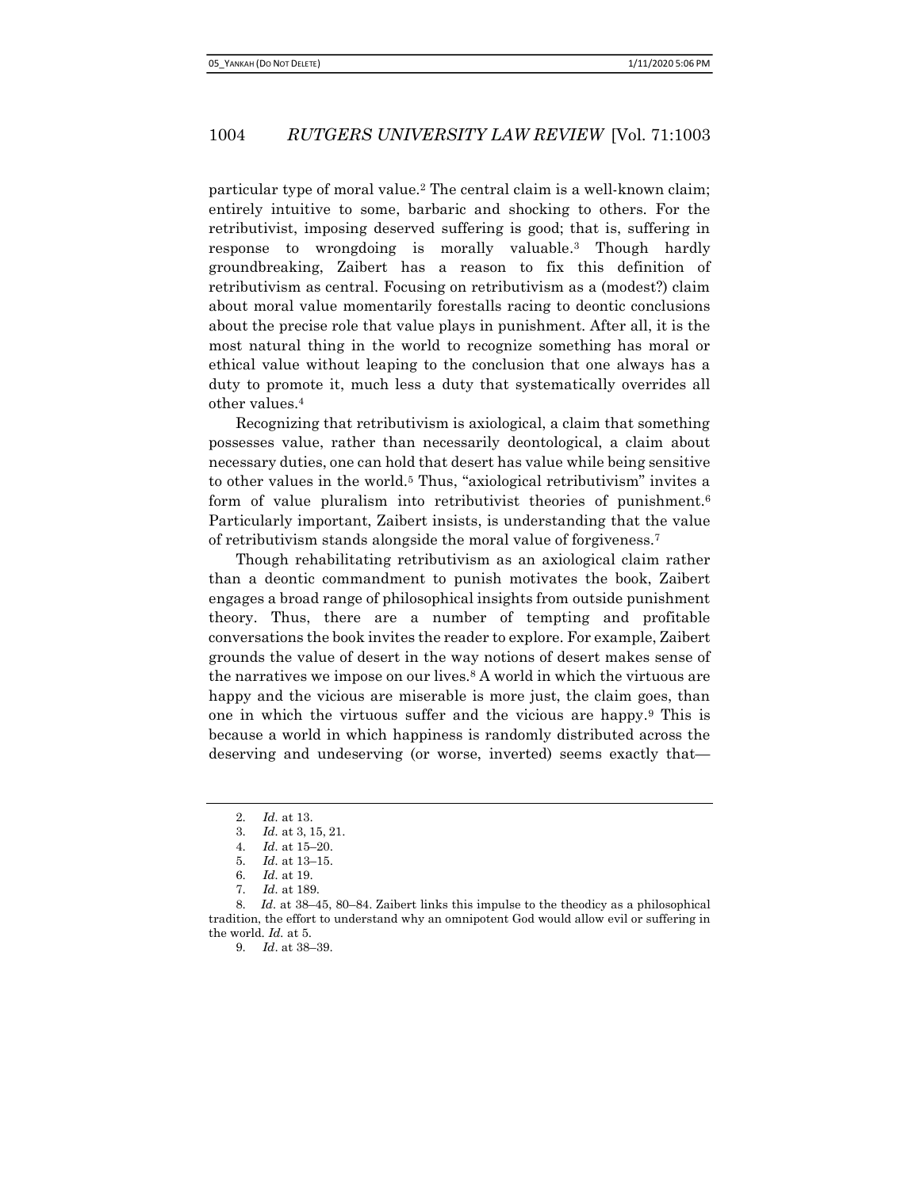particular type of moral value.[2] The central claim is a well-known claim; entirely intuitive to some, barbaric and shocking to others. For the retributivist, imposing deserved suffering is good; that is, suffering in response to wrongdoing is morally valuable.[3] Though hardly groundbreaking, Zaibert has a reason to fix this definition of retributivism as central. Focusing on retributivism as a (modest?) claim about moral value momentarily forestalls racing to deontic conclusions about the precise role that value plays in punishment. After all, it is the most natural thing in the world to recognize something has moral or ethical value without leaping to the conclusion that one always has a duty to promote it, much less a duty that systematically overrides all other values.[4]

Recognizing that retributivism is axiological, a claim that something possesses value, rather than necessarily deontological, a claim about necessary duties, one can hold that desert has value while being sensitive to other values in the world.[5] Thus, "axiological retributivism" invites a form of value pluralism into retributivist theories of punishment.[6] Particularly important, Zaibert insists, is understanding that the value of retributivism stands alongside the moral value of forgiveness.[7]

Though rehabilitating retributivism as an axiological claim rather than a deontic commandment to punish motivates the book, Zaibert engages a broad range of philosophical insights from outside punishment theory. Thus, there are a number of tempting and profitable conversations the book invites the reader to explore. For example, Zaibert grounds the value of desert in the way notions of desert makes sense of the narratives we impose on our lives.[8] A world in which the virtuous are happy and the vicious are miserable is more just, the claim goes, than one in which the virtuous suffer and the vicious are happy.[9] This is because a world in which happiness is randomly distributed across the deserving and undeserving (or worse, inverted) seems exactly that—

---

2. *Id.* at 13.
3. *Id.* at 3, 15, 21.
4. *Id.* at 15–20.
5. *Id.* at 13–15.
6. *Id.* at 19.
7. *Id.* at 189.
8. *Id.* at 38–45, 80–84. Zaibert links this impulse to the theodicy as a philosophical tradition, the effort to understand why an omnipotent God would allow evil or suffering in the world. *Id.* at 5.
9. *Id.* at 38–39.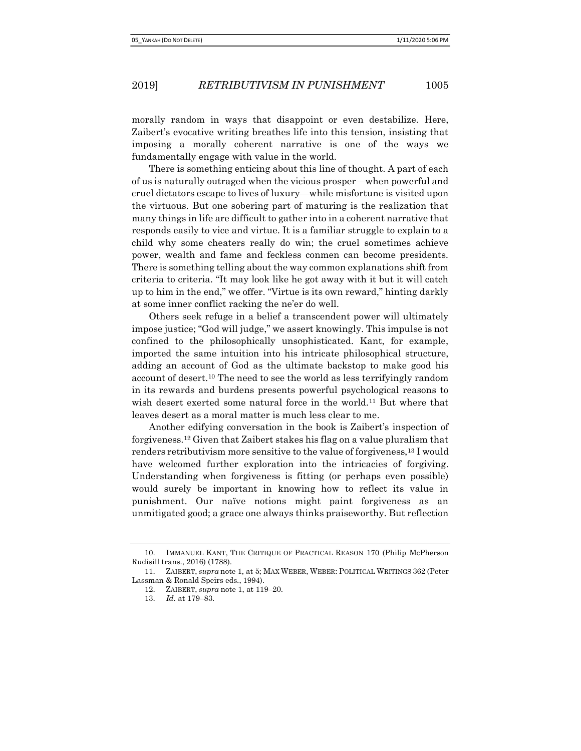morally random in ways that disappoint or even destabilize. Here, Zaibert's evocative writing breathes life into this tension, insisting that imposing a morally coherent narrative is one of the ways we fundamentally engage with value in the world.

There is something enticing about this line of thought. A part of each of us is naturally outraged when the vicious prosper—when powerful and cruel dictators escape to lives of luxury—while misfortune is visited upon the virtuous. But one sobering part of maturing is the realization that many things in life are difficult to gather into in a coherent narrative that responds easily to vice and virtue. It is a familiar struggle to explain to a child why some cheaters really do win; the cruel sometimes achieve power, wealth and fame and feckless conmen can become presidents. There is something telling about the way common explanations shift from criteria to criteria. "It may look like he got away with it but it will catch up to him in the end," we offer. "Virtue is its own reward," hinting darkly at some inner conflict racking the ne'er do well.

Others seek refuge in a belief a transcendent power will ultimately impose justice; "God will judge," we assert knowingly. This impulse is not confined to the philosophically unsophisticated. Kant, for example, imported the same intuition into his intricate philosophical structure, adding an account of God as the ultimate backstop to make good his account of desert.[10] The need to see the world as less terrifyingly random in its rewards and burdens presents powerful psychological reasons to wish desert exerted some natural force in the world.[11] But where that leaves desert as a moral matter is much less clear to me.

Another edifying conversation in the book is Zaibert's inspection of forgiveness.[12] Given that Zaibert stakes his flag on a value pluralism that renders retributivism more sensitive to the value of forgiveness,[13] I would have welcomed further exploration into the intricacies of forgiving. Understanding when forgiveness is fitting (or perhaps even possible) would surely be important in knowing how to reflect its value in punishment. Our naïve notions might paint forgiveness as an unmitigated good; a grace one always thinks praiseworthy. But reflection

---

10. IMMANUEL KANT, THE CRITIQUE OF PRACTICAL REASON 170 (Philip McPherson Rudisill trans., 2016) (1788).

11. ZAIBERT, *supra* note 1, at 5; MAX WEBER, WEBER: POLITICAL WRITINGS 362 (Peter Lassman & Ronald Speirs eds., 1994).

12. ZAIBERT, *supra* note 1, at 119–20.

13. *Id*. at 179–83.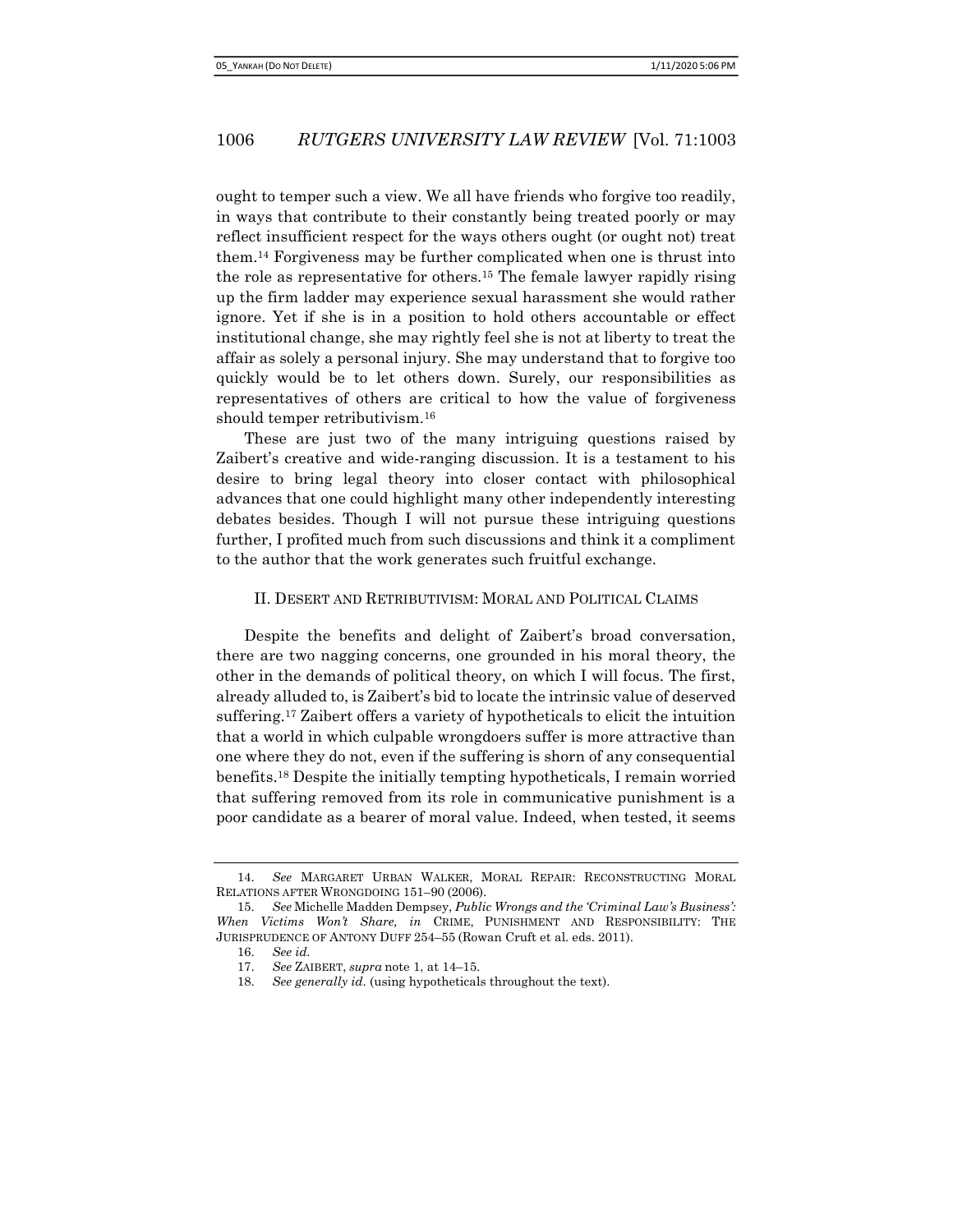ought to temper such a view. We all have friends who forgive too readily, in ways that contribute to their constantly being treated poorly or may reflect insufficient respect for the ways others ought (or ought not) treat them.[14] Forgiveness may be further complicated when one is thrust into the role as representative for others.[15] The female lawyer rapidly rising up the firm ladder may experience sexual harassment she would rather ignore. Yet if she is in a position to hold others accountable or effect institutional change, she may rightly feel she is not at liberty to treat the affair as solely a personal injury. She may understand that to forgive too quickly would be to let others down. Surely, our responsibilities as representatives of others are critical to how the value of forgiveness should temper retributivism.[16]

These are just two of the many intriguing questions raised by Zaibert's creative and wide-ranging discussion. It is a testament to his desire to bring legal theory into closer contact with philosophical advances that one could highlight many other independently interesting debates besides. Though I will not pursue these intriguing questions further, I profited much from such discussions and think it a compliment to the author that the work generates such fruitful exchange.

## II. DESERT AND RETRIBUTIVISM: MORAL AND POLITICAL CLAIMS

Despite the benefits and delight of Zaibert's broad conversation, there are two nagging concerns, one grounded in his moral theory, the other in the demands of political theory, on which I will focus. The first, already alluded to, is Zaibert's bid to locate the intrinsic value of deserved suffering.[17] Zaibert offers a variety of hypotheticals to elicit the intuition that a world in which culpable wrongdoers suffer is more attractive than one where they do not, even if the suffering is shorn of any consequential benefits.[18] Despite the initially tempting hypotheticals, I remain worried that suffering removed from its role in communicative punishment is a poor candidate as a bearer of moral value. Indeed, when tested, it seems

---

14. *See* MARGARET URBAN WALKER, MORAL REPAIR: RECONSTRUCTING MORAL RELATIONS AFTER WRONGDOING 151–90 (2006).

15. *See* Michelle Madden Dempsey, *Public Wrongs and the 'Criminal Law's Business': When Victims Won't Share, in* CRIME, PUNISHMENT AND RESPONSIBILITY: THE JURISPRUDENCE OF ANTONY DUFF 254–55 (Rowan Cruft et al. eds. 2011).

16. *See id.*

17. *See* ZAIBERT, *supra* note 1, at 14–15.

18. *See generally id.* (using hypotheticals throughout the text).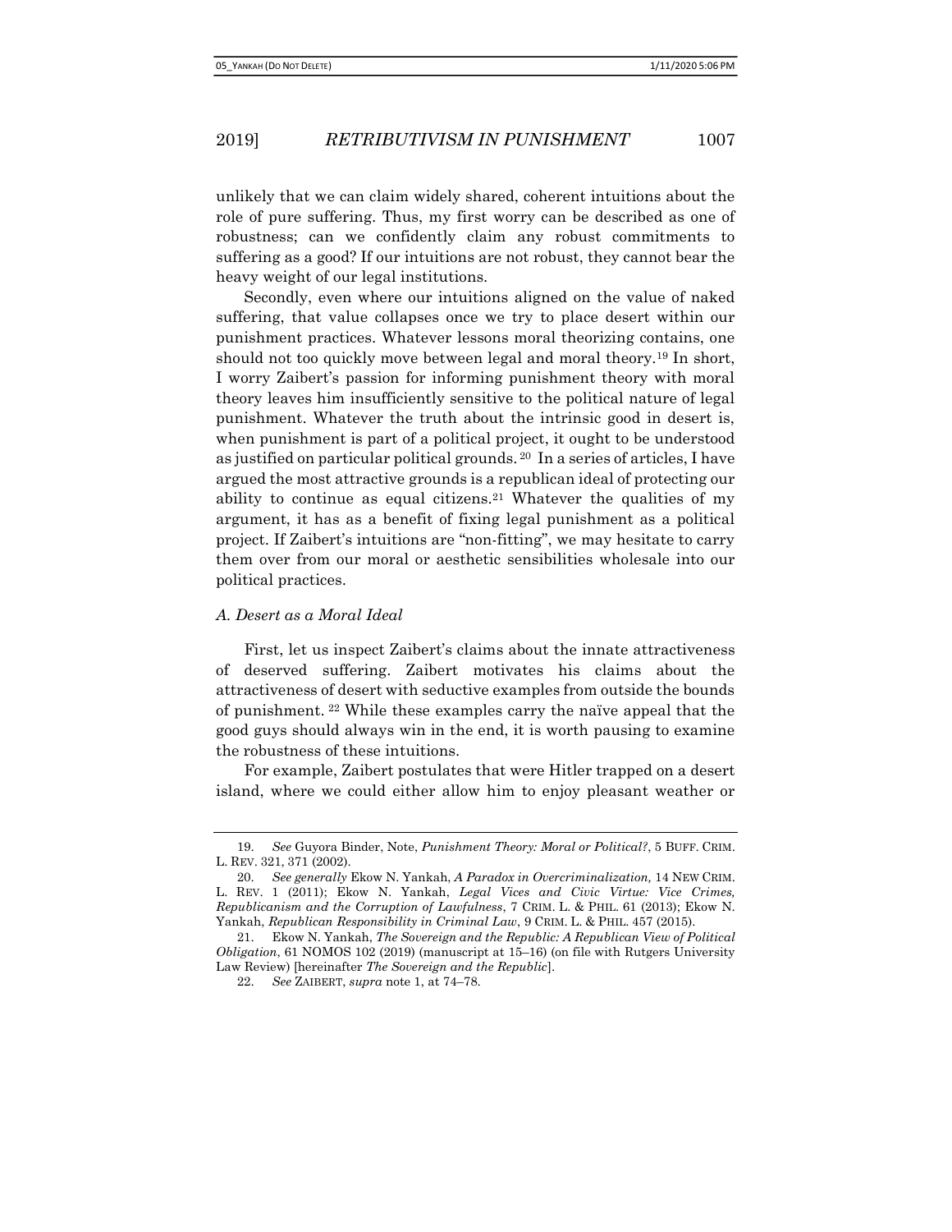unlikely that we can claim widely shared, coherent intuitions about the role of pure suffering. Thus, my first worry can be described as one of robustness; can we confidently claim any robust commitments to suffering as a good? If our intuitions are not robust, they cannot bear the heavy weight of our legal institutions.

Secondly, even where our intuitions aligned on the value of naked suffering, that value collapses once we try to place desert within our punishment practices. Whatever lessons moral theorizing contains, one should not too quickly move between legal and moral theory.[19] In short, I worry Zaibert's passion for informing punishment theory with moral theory leaves him insufficiently sensitive to the political nature of legal punishment. Whatever the truth about the intrinsic good in desert is, when punishment is part of a political project, it ought to be understood as justified on particular political grounds.[20] In a series of articles, I have argued the most attractive grounds is a republican ideal of protecting our ability to continue as equal citizens.[21] Whatever the qualities of my argument, it has as a benefit of fixing legal punishment as a political project. If Zaibert's intuitions are "non-fitting", we may hesitate to carry them over from our moral or aesthetic sensibilities wholesale into our political practices.

### *A. Desert as a Moral Ideal*

First, let us inspect Zaibert's claims about the innate attractiveness of deserved suffering. Zaibert motivates his claims about the attractiveness of desert with seductive examples from outside the bounds of punishment.[22] While these examples carry the naïve appeal that the good guys should always win in the end, it is worth pausing to examine the robustness of these intuitions.

For example, Zaibert postulates that were Hitler trapped on a desert island, where we could either allow him to enjoy pleasant weather or

---

19. *See* Guyora Binder, Note, *Punishment Theory: Moral or Political?*, 5 BUFF. CRIM. L. REV. 321, 371 (2002).

20. *See generally* Ekow N. Yankah, *A Paradox in Overcriminalization,* 14 NEW CRIM. L. REV. 1 (2011); Ekow N. Yankah, *Legal Vices and Civic Virtue: Vice Crimes, Republicanism and the Corruption of Lawfulness*, 7 CRIM. L. & PHIL. 61 (2013); Ekow N. Yankah, *Republican Responsibility in Criminal Law*, 9 CRIM. L. & PHIL. 457 (2015).

21. Ekow N. Yankah, *The Sovereign and the Republic: A Republican View of Political Obligation*, 61 NOMOS 102 (2019) (manuscript at 15–16) (on file with Rutgers University Law Review) [hereinafter *The Sovereign and the Republic*].

22. *See* ZAIBERT, *supra* note 1, at 74–78.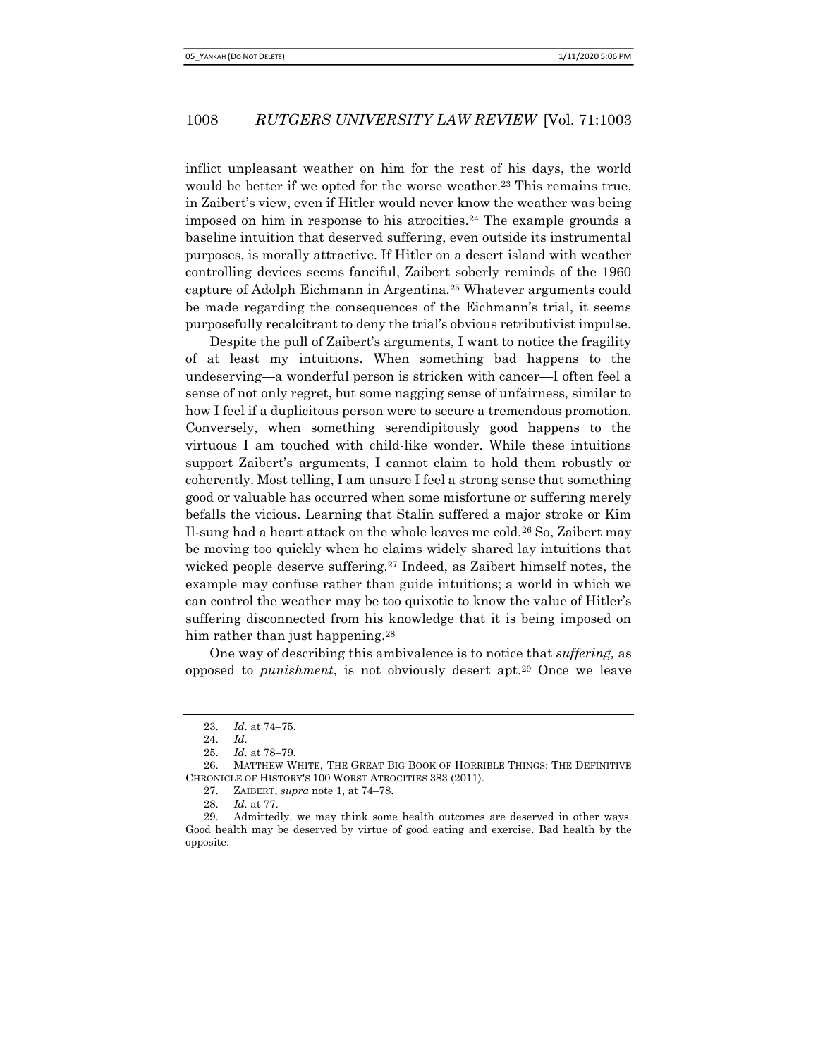inflict unpleasant weather on him for the rest of his days, the world would be better if we opted for the worse weather.[23] This remains true, in Zaibert's view, even if Hitler would never know the weather was being imposed on him in response to his atrocities.[24] The example grounds a baseline intuition that deserved suffering, even outside its instrumental purposes, is morally attractive. If Hitler on a desert island with weather controlling devices seems fanciful, Zaibert soberly reminds of the 1960 capture of Adolph Eichmann in Argentina.[25] Whatever arguments could be made regarding the consequences of the Eichmann's trial, it seems purposefully recalcitrant to deny the trial's obvious retributivist impulse.

Despite the pull of Zaibert's arguments, I want to notice the fragility of at least my intuitions. When something bad happens to the undeserving—a wonderful person is stricken with cancer—I often feel a sense of not only regret, but some nagging sense of unfairness, similar to how I feel if a duplicitous person were to secure a tremendous promotion. Conversely, when something serendipitously good happens to the virtuous I am touched with child-like wonder. While these intuitions support Zaibert's arguments, I cannot claim to hold them robustly or coherently. Most telling, I am unsure I feel a strong sense that something good or valuable has occurred when some misfortune or suffering merely befalls the vicious. Learning that Stalin suffered a major stroke or Kim Il-sung had a heart attack on the whole leaves me cold.[26] So, Zaibert may be moving too quickly when he claims widely shared lay intuitions that wicked people deserve suffering.[27] Indeed, as Zaibert himself notes, the example may confuse rather than guide intuitions; a world in which we can control the weather may be too quixotic to know the value of Hitler's suffering disconnected from his knowledge that it is being imposed on him rather than just happening.[28]

One way of describing this ambivalence is to notice that *suffering,* as opposed to *punishment*, is not obviously desert apt.[29] Once we leave

---

23. *Id.* at 74–75.

24. *Id.*

25. *Id.* at 78–79.

26. MATTHEW WHITE, THE GREAT BIG BOOK OF HORRIBLE THINGS: THE DEFINITIVE CHRONICLE OF HISTORY'S 100 WORST ATROCITIES 383 (2011).

27. ZAIBERT, *supra* note 1, at 74–78.

28. *Id.* at 77.

29. Admittedly, we may think some health outcomes are deserved in other ways. Good health may be deserved by virtue of good eating and exercise. Bad health by the opposite.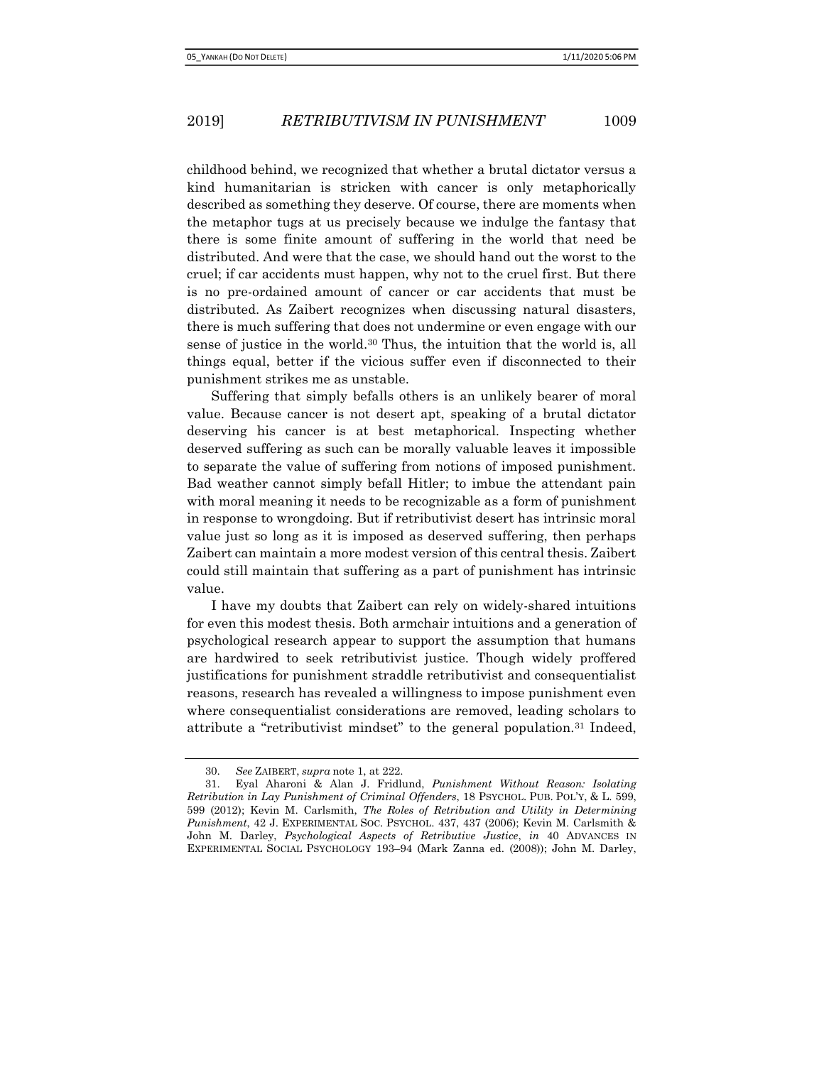childhood behind, we recognized that whether a brutal dictator versus a kind humanitarian is stricken with cancer is only metaphorically described as something they deserve. Of course, there are moments when the metaphor tugs at us precisely because we indulge the fantasy that there is some finite amount of suffering in the world that need be distributed. And were that the case, we should hand out the worst to the cruel; if car accidents must happen, why not to the cruel first. But there is no pre-ordained amount of cancer or car accidents that must be distributed. As Zaibert recognizes when discussing natural disasters, there is much suffering that does not undermine or even engage with our sense of justice in the world.[30] Thus, the intuition that the world is, all things equal, better if the vicious suffer even if disconnected to their punishment strikes me as unstable.

Suffering that simply befalls others is an unlikely bearer of moral value. Because cancer is not desert apt, speaking of a brutal dictator deserving his cancer is at best metaphorical. Inspecting whether deserved suffering as such can be morally valuable leaves it impossible to separate the value of suffering from notions of imposed punishment. Bad weather cannot simply befall Hitler; to imbue the attendant pain with moral meaning it needs to be recognizable as a form of punishment in response to wrongdoing. But if retributivist desert has intrinsic moral value just so long as it is imposed as deserved suffering, then perhaps Zaibert can maintain a more modest version of this central thesis. Zaibert could still maintain that suffering as a part of punishment has intrinsic value.

I have my doubts that Zaibert can rely on widely-shared intuitions for even this modest thesis. Both armchair intuitions and a generation of psychological research appear to support the assumption that humans are hardwired to seek retributivist justice. Though widely proffered justifications for punishment straddle retributivist and consequentialist reasons, research has revealed a willingness to impose punishment even where consequentialist considerations are removed, leading scholars to attribute a "retributivist mindset" to the general population.[31] Indeed,

---

30. *See* ZAIBERT, *supra* note 1, at 222.

31. Eyal Aharoni & Alan J. Fridlund, *Punishment Without Reason: Isolating Retribution in Lay Punishment of Criminal Offenders*, 18 PSYCHOL. PUB. POL'Y, & L. 599, 599 (2012); Kevin M. Carlsmith, *The Roles of Retribution and Utility in Determining Punishment*, 42 J. EXPERIMENTAL SOC. PSYCHOL. 437, 437 (2006); Kevin M. Carlsmith & John M. Darley, *Psychological Aspects of Retributive Justice*, *in* 40 ADVANCES IN EXPERIMENTAL SOCIAL PSYCHOLOGY 193–94 (Mark Zanna ed. (2008)); John M. Darley,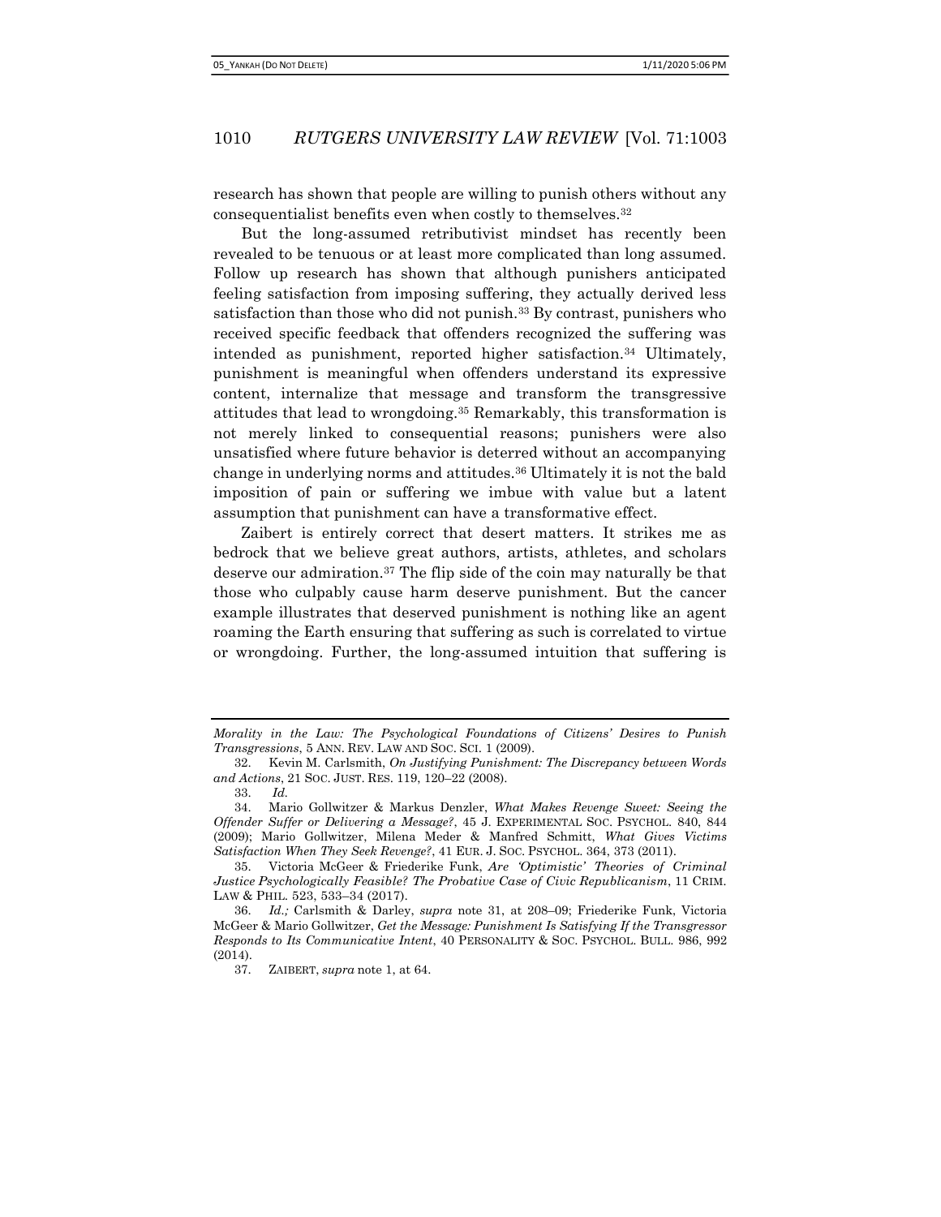research has shown that people are willing to punish others without any consequentialist benefits even when costly to themselves.[32]

But the long-assumed retributivist mindset has recently been revealed to be tenuous or at least more complicated than long assumed. Follow up research has shown that although punishers anticipated feeling satisfaction from imposing suffering, they actually derived less satisfaction than those who did not punish.[33] By contrast, punishers who received specific feedback that offenders recognized the suffering was intended as punishment, reported higher satisfaction.[34] Ultimately, punishment is meaningful when offenders understand its expressive content, internalize that message and transform the transgressive attitudes that lead to wrongdoing.[35] Remarkably, this transformation is not merely linked to consequential reasons; punishers were also unsatisfied where future behavior is deterred without an accompanying change in underlying norms and attitudes.[36] Ultimately it is not the bald imposition of pain or suffering we imbue with value but a latent assumption that punishment can have a transformative effect.

Zaibert is entirely correct that desert matters. It strikes me as bedrock that we believe great authors, artists, athletes, and scholars deserve our admiration.[37] The flip side of the coin may naturally be that those who culpably cause harm deserve punishment. But the cancer example illustrates that deserved punishment is nothing like an agent roaming the Earth ensuring that suffering as such is correlated to virtue or wrongdoing. Further, the long-assumed intuition that suffering is

---

*Morality in the Law: The Psychological Foundations of Citizens' Desires to Punish Transgressions*, 5 ANN. REV. LAW AND SOC. SCI. 1 (2009).

32. Kevin M. Carlsmith, *On Justifying Punishment: The Discrepancy between Words and Actions*, 21 SOC. JUST. RES. 119, 120–22 (2008).

33. *Id.*

34. Mario Gollwitzer & Markus Denzler, *What Makes Revenge Sweet: Seeing the Offender Suffer or Delivering a Message?*, 45 J. EXPERIMENTAL SOC. PSYCHOL. 840, 844 (2009); Mario Gollwitzer, Milena Meder & Manfred Schmitt, *What Gives Victims Satisfaction When They Seek Revenge?*, 41 EUR. J. SOC. PSYCHOL. 364, 373 (2011).

35. Victoria McGeer & Friederike Funk, *Are 'Optimistic' Theories of Criminal Justice Psychologically Feasible? The Probative Case of Civic Republicanism*, 11 CRIM. LAW & PHIL. 523, 533–34 (2017).

36. *Id.;* Carlsmith & Darley, *supra* note 31, at 208–09; Friederike Funk, Victoria McGeer & Mario Gollwitzer, *Get the Message: Punishment Is Satisfying If the Transgressor Responds to Its Communicative Intent*, 40 PERSONALITY & SOC. PSYCHOL. BULL. 986, 992 (2014).

37. ZAIBERT, *supra* note 1, at 64.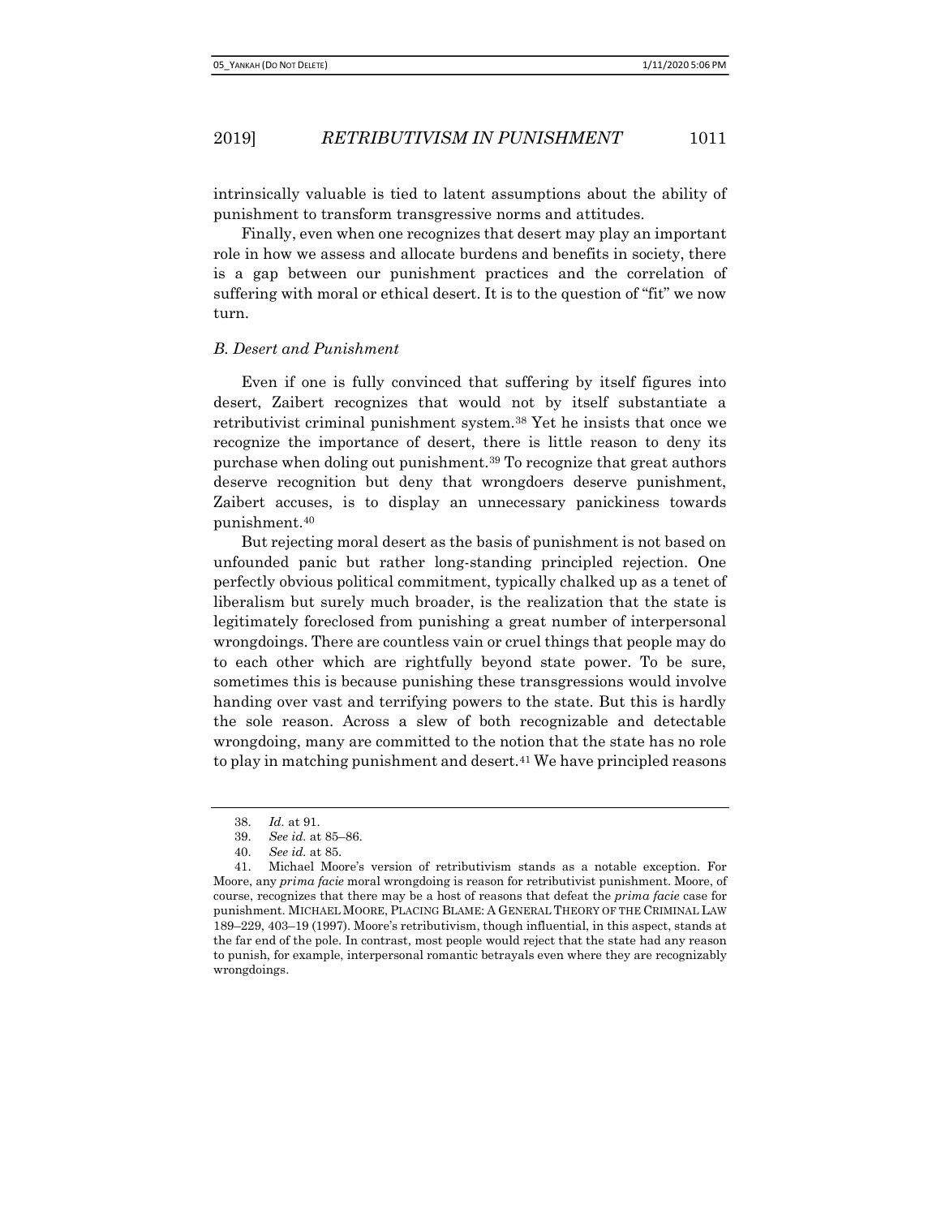intrinsically valuable is tied to latent assumptions about the ability of punishment to transform transgressive norms and attitudes.

Finally, even when one recognizes that desert may play an important role in how we assess and allocate burdens and benefits in society, there is a gap between our punishment practices and the correlation of suffering with moral or ethical desert. It is to the question of "fit" we now turn.

### *B. Desert and Punishment*

Even if one is fully convinced that suffering by itself figures into desert, Zaibert recognizes that would not by itself substantiate a retributivist criminal punishment system.[38] Yet he insists that once we recognize the importance of desert, there is little reason to deny its purchase when doling out punishment.[39] To recognize that great authors deserve recognition but deny that wrongdoers deserve punishment, Zaibert accuses, is to display an unnecessary panickiness towards punishment.[40]

But rejecting moral desert as the basis of punishment is not based on unfounded panic but rather long-standing principled rejection. One perfectly obvious political commitment, typically chalked up as a tenet of liberalism but surely much broader, is the realization that the state is legitimately foreclosed from punishing a great number of interpersonal wrongdoings. There are countless vain or cruel things that people may do to each other which are rightfully beyond state power. To be sure, sometimes this is because punishing these transgressions would involve handing over vast and terrifying powers to the state. But this is hardly the sole reason. Across a slew of both recognizable and detectable wrongdoing, many are committed to the notion that the state has no role to play in matching punishment and desert.[41] We have principled reasons

---

38. *Id.* at 91.

39. *See id.* at 85–86.

40. *See id.* at 85.

41. Michael Moore's version of retributivism stands as a notable exception. For Moore, any *prima facie* moral wrongdoing is reason for retributivist punishment. Moore, of course, recognizes that there may be a host of reasons that defeat the *prima facie* case for punishment. MICHAEL MOORE, PLACING BLAME: A GENERAL THEORY OF THE CRIMINAL LAW 189–229, 403–19 (1997). Moore's retributivism, though influential, in this aspect, stands at the far end of the pole. In contrast, most people would reject that the state had any reason to punish, for example, interpersonal romantic betrayals even where they are recognizably wrongdoings.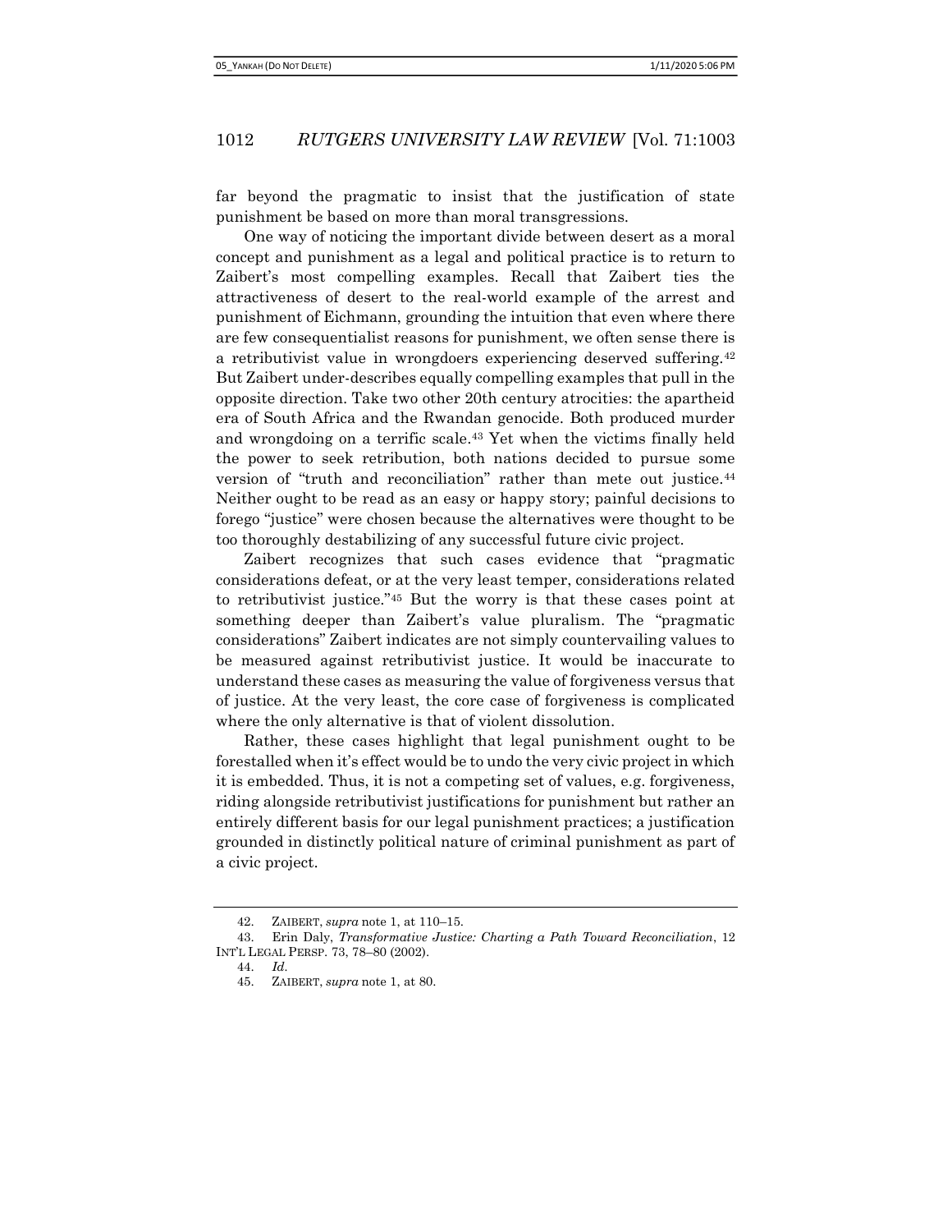far beyond the pragmatic to insist that the justification of state punishment be based on more than moral transgressions.

One way of noticing the important divide between desert as a moral concept and punishment as a legal and political practice is to return to Zaibert's most compelling examples. Recall that Zaibert ties the attractiveness of desert to the real-world example of the arrest and punishment of Eichmann, grounding the intuition that even where there are few consequentialist reasons for punishment, we often sense there is a retributivist value in wrongdoers experiencing deserved suffering.[42] But Zaibert under-describes equally compelling examples that pull in the opposite direction. Take two other 20th century atrocities: the apartheid era of South Africa and the Rwandan genocide. Both produced murder and wrongdoing on a terrific scale.[43] Yet when the victims finally held the power to seek retribution, both nations decided to pursue some version of "truth and reconciliation" rather than mete out justice.[44] Neither ought to be read as an easy or happy story; painful decisions to forego "justice" were chosen because the alternatives were thought to be too thoroughly destabilizing of any successful future civic project.

Zaibert recognizes that such cases evidence that "pragmatic considerations defeat, or at the very least temper, considerations related to retributivist justice."[45] But the worry is that these cases point at something deeper than Zaibert's value pluralism. The "pragmatic considerations" Zaibert indicates are not simply countervailing values to be measured against retributivist justice. It would be inaccurate to understand these cases as measuring the value of forgiveness versus that of justice. At the very least, the core case of forgiveness is complicated where the only alternative is that of violent dissolution.

Rather, these cases highlight that legal punishment ought to be forestalled when it's effect would be to undo the very civic project in which it is embedded. Thus, it is not a competing set of values, e.g. forgiveness, riding alongside retributivist justifications for punishment but rather an entirely different basis for our legal punishment practices; a justification grounded in distinctly political nature of criminal punishment as part of a civic project.

---

42. ZAIBERT, *supra* note 1, at 110–15.

43. Erin Daly, *Transformative Justice: Charting a Path Toward Reconciliation*, 12 INT'L LEGAL PERSP. 73, 78–80 (2002).

44. *Id.*

45. ZAIBERT, *supra* note 1, at 80.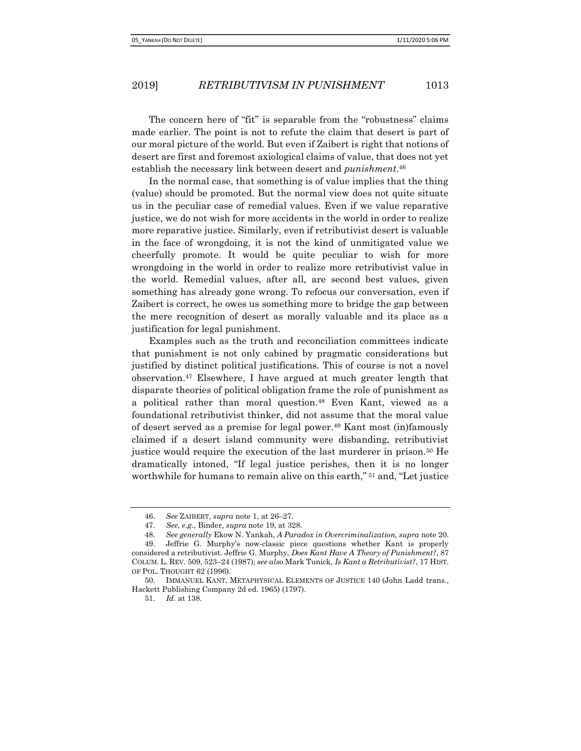The concern here of "fit" is separable from the "robustness" claims made earlier. The point is not to refute the claim that desert is part of our moral picture of the world. But even if Zaibert is right that notions of desert are first and foremost axiological claims of value, that does not yet establish the necessary link between desert and *punishment*.[46]

In the normal case, that something is of value implies that the thing (value) should be promoted. But the normal view does not quite situate us in the peculiar case of remedial values. Even if we value reparative justice, we do not wish for more accidents in the world in order to realize more reparative justice. Similarly, even if retributivist desert is valuable in the face of wrongdoing, it is not the kind of unmitigated value we cheerfully promote. It would be quite peculiar to wish for more wrongdoing in the world in order to realize more retributivist value in the world. Remedial values, after all, are second best values, given something has already gone wrong. To refocus our conversation, even if Zaibert is correct, he owes us something more to bridge the gap between the mere recognition of desert as morally valuable and its place as a justification for legal punishment.

Examples such as the truth and reconciliation committees indicate that punishment is not only cabined by pragmatic considerations but justified by distinct political justifications. This of course is not a novel observation.[47] Elsewhere, I have argued at much greater length that disparate theories of political obligation frame the role of punishment as a political rather than moral question.[48] Even Kant, viewed as a foundational retributivist thinker, did not assume that the moral value of desert served as a premise for legal power.[49] Kant most (in)famously claimed if a desert island community were disbanding, retributivist justice would require the execution of the last murderer in prison.[50] He dramatically intoned, "If legal justice perishes, then it is no longer worthwhile for humans to remain alive on this earth,"[51] and, "Let justice

---

46. *See* ZAIBERT, *supra* note 1, at 26–27.

47. *See, e.g.*, Binder, *supra* note 19, at 328.

48. *See generally* Ekow N. Yankah, *A Paradox in Overcriminalization, supra* note 20.

49. Jeffrie G. Murphy's now-classic piece questions whether Kant is properly considered a retributivist. Jeffrie G. Murphy, *Does Kant Have A Theory of Punishment?*, 87 COLUM. L. REV. 509, 523–24 (1987); *see also* Mark Tunick, *Is Kant a Retributivist?*, 17 HIST. OF POL. THOUGHT 62 (1996).

50. IMMANUEL KANT, METAPHYSICAL ELEMENTS OF JUSTICE 140 (John Ladd trans., Hackett Publishing Company 2d ed. 1965) (1797).

51. *Id.* at 138.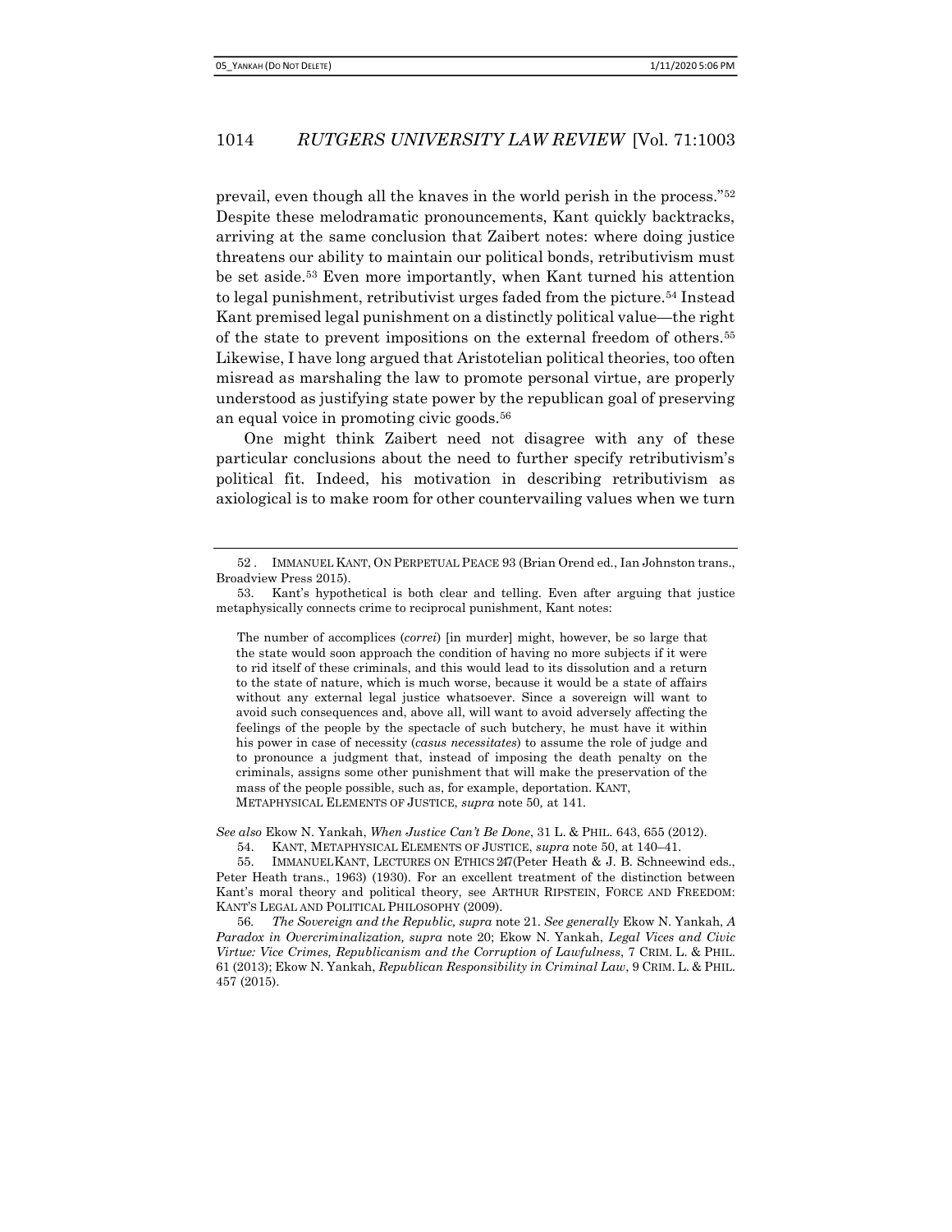prevail, even though all the knaves in the world perish in the process."[52] Despite these melodramatic pronouncements, Kant quickly backtracks, arriving at the same conclusion that Zaibert notes: where doing justice threatens our ability to maintain our political bonds, retributivism must be set aside.[53] Even more importantly, when Kant turned his attention to legal punishment, retributivist urges faded from the picture.[54] Instead Kant premised legal punishment on a distinctly political value—the right of the state to prevent impositions on the external freedom of others.[55] Likewise, I have long argued that Aristotelian political theories, too often misread as marshaling the law to promote personal virtue, are properly understood as justifying state power by the republican goal of preserving an equal voice in promoting civic goods.[56]

One might think Zaibert need not disagree with any of these particular conclusions about the need to further specify retributivism's political fit. Indeed, his motivation in describing retributivism as axiological is to make room for other countervailing values when we turn

---

52. IMMANUEL KANT, ON PERPETUAL PEACE 93 (Brian Orend ed., Ian Johnston trans., Broadview Press 2015).

53. Kant's hypothetical is both clear and telling. Even after arguing that justice metaphysically connects crime to reciprocal punishment, Kant notes:

> The number of accomplices (*correi*) [in murder] might, however, be so large that the state would soon approach the condition of having no more subjects if it were to rid itself of these criminals, and this would lead to its dissolution and a return to the state of nature, which is much worse, because it would be a state of affairs without any external legal justice whatsoever. Since a sovereign will want to avoid such consequences and, above all, will want to avoid adversely affecting the feelings of the people by the spectacle of such butchery, he must have it within his power in case of necessity (*casus necessitates*) to assume the role of judge and to pronounce a judgment that, instead of imposing the death penalty on the criminals, assigns some other punishment that will make the preservation of the mass of the people possible, such as, for example, deportation. KANT, METAPHYSICAL ELEMENTS OF JUSTICE, *supra* note 50, at 141.

*See also* Ekow N. Yankah, *When Justice Can't Be Done*, 31 L. & PHIL. 643, 655 (2012).

54. KANT, METAPHYSICAL ELEMENTS OF JUSTICE, *supra* note 50, at 140–41.

55. IMMANUEL KANT, LECTURES ON ETHICS 247 (Peter Heath & J. B. Schneewind eds., Peter Heath trans., 1963) (1930). For an excellent treatment of the distinction between Kant's moral theory and political theory, see ARTHUR RIPSTEIN, FORCE AND FREEDOM: KANT'S LEGAL AND POLITICAL PHILOSOPHY (2009).

56. *The Sovereign and the Republic*, *supra* note 21. *See generally* Ekow N. Yankah, *A Paradox in Overcriminalization*, *supra* note 20; Ekow N. Yankah, *Legal Vices and Civic Virtue: Vice Crimes, Republicanism and the Corruption of Lawfulness*, 7 CRIM. L. & PHIL. 61 (2013); Ekow N. Yankah, *Republican Responsibility in Criminal Law*, 9 CRIM. L. & PHIL. 457 (2015).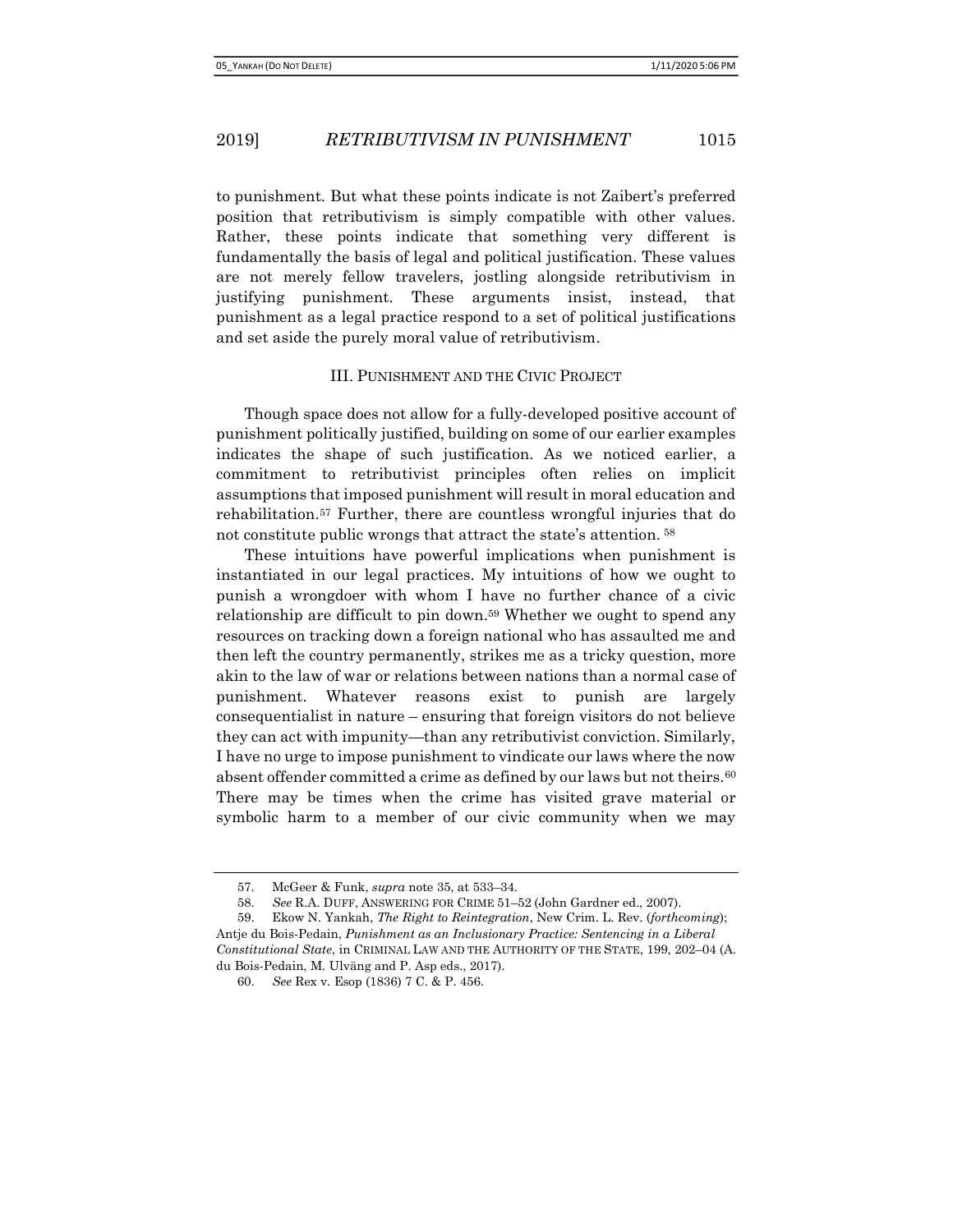to punishment. But what these points indicate is not Zaibert's preferred position that retributivism is simply compatible with other values. Rather, these points indicate that something very different is fundamentally the basis of legal and political justification. These values are not merely fellow travelers, jostling alongside retributivism in justifying punishment. These arguments insist, instead, that punishment as a legal practice respond to a set of political justifications and set aside the purely moral value of retributivism.

## III. PUNISHMENT AND THE CIVIC PROJECT

Though space does not allow for a fully-developed positive account of punishment politically justified, building on some of our earlier examples indicates the shape of such justification. As we noticed earlier, a commitment to retributivist principles often relies on implicit assumptions that imposed punishment will result in moral education and rehabilitation.[57] Further, there are countless wrongful injuries that do not constitute public wrongs that attract the state's attention.[58]

These intuitions have powerful implications when punishment is instantiated in our legal practices. My intuitions of how we ought to punish a wrongdoer with whom I have no further chance of a civic relationship are difficult to pin down.[59] Whether we ought to spend any resources on tracking down a foreign national who has assaulted me and then left the country permanently, strikes me as a tricky question, more akin to the law of war or relations between nations than a normal case of punishment. Whatever reasons exist to punish are largely consequentialist in nature – ensuring that foreign visitors do not believe they can act with impunity—than any retributivist conviction. Similarly, I have no urge to impose punishment to vindicate our laws where the now absent offender committed a crime as defined by our laws but not theirs.[60] There may be times when the crime has visited grave material or symbolic harm to a member of our civic community when we may

---

57. McGeer & Funk, *supra* note 35, at 533–34.

58. *See* R.A. DUFF, ANSWERING FOR CRIME 51–52 (John Gardner ed., 2007).

59. Ekow N. Yankah, *The Right to Reintegration*, New Crim. L. Rev. (*forthcoming*); Antje du Bois-Pedain, *Punishment as an Inclusionary Practice: Sentencing in a Liberal Constitutional State*, in CRIMINAL LAW AND THE AUTHORITY OF THE STATE, 199, 202–04 (A. du Bois-Pedain, M. Ulväng and P. Asp eds., 2017).

60. *See* Rex v. Esop (1836) 7 C. & P. 456.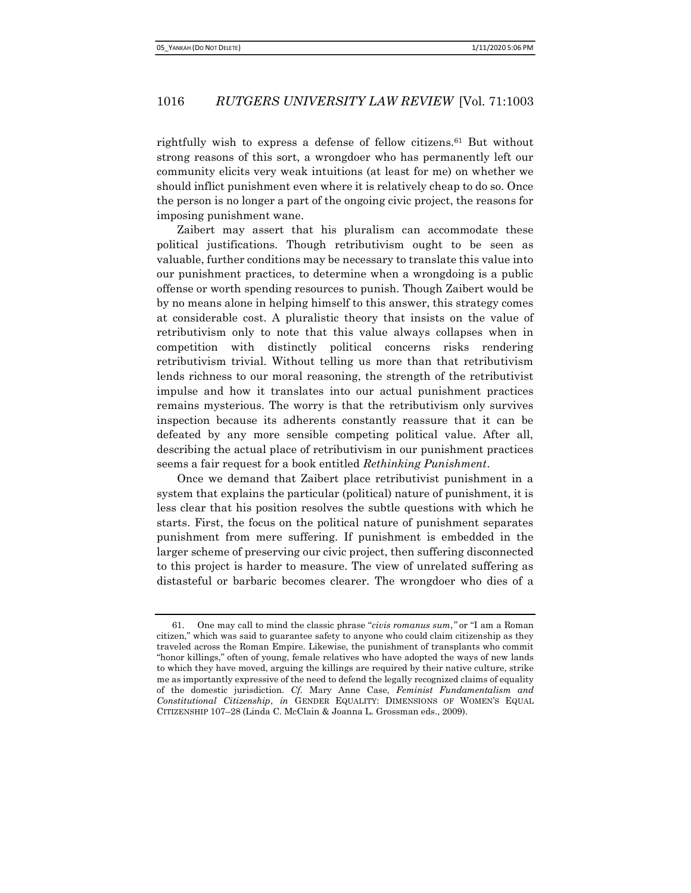rightfully wish to express a defense of fellow citizens.[61] But without strong reasons of this sort, a wrongdoer who has permanently left our community elicits very weak intuitions (at least for me) on whether we should inflict punishment even where it is relatively cheap to do so. Once the person is no longer a part of the ongoing civic project, the reasons for imposing punishment wane.

Zaibert may assert that his pluralism can accommodate these political justifications. Though retributivism ought to be seen as valuable, further conditions may be necessary to translate this value into our punishment practices, to determine when a wrongdoing is a public offense or worth spending resources to punish. Though Zaibert would be by no means alone in helping himself to this answer, this strategy comes at considerable cost. A pluralistic theory that insists on the value of retributivism only to note that this value always collapses when in competition with distinctly political concerns risks rendering retributivism trivial. Without telling us more than that retributivism lends richness to our moral reasoning, the strength of the retributivist impulse and how it translates into our actual punishment practices remains mysterious. The worry is that the retributivism only survives inspection because its adherents constantly reassure that it can be defeated by any more sensible competing political value. After all, describing the actual place of retributivism in our punishment practices seems a fair request for a book entitled *Rethinking Punishment*.

Once we demand that Zaibert place retributivist punishment in a system that explains the particular (political) nature of punishment, it is less clear that his position resolves the subtle questions with which he starts. First, the focus on the political nature of punishment separates punishment from mere suffering. If punishment is embedded in the larger scheme of preserving our civic project, then suffering disconnected to this project is harder to measure. The view of unrelated suffering as distasteful or barbaric becomes clearer. The wrongdoer who dies of a

---

61. One may call to mind the classic phrase "*civis romanus sum*," or "I am a Roman citizen," which was said to guarantee safety to anyone who could claim citizenship as they traveled across the Roman Empire. Likewise, the punishment of transplants who commit "honor killings," often of young, female relatives who have adopted the ways of new lands to which they have moved, arguing the killings are required by their native culture, strike me as importantly expressive of the need to defend the legally recognized claims of equality of the domestic jurisdiction. *Cf.* Mary Anne Case, *Feminist Fundamentalism and Constitutional Citizenship*, *in* GENDER EQUALITY: DIMENSIONS OF WOMEN'S EQUAL CITIZENSHIP 107–28 (Linda C. McClain & Joanna L. Grossman eds., 2009).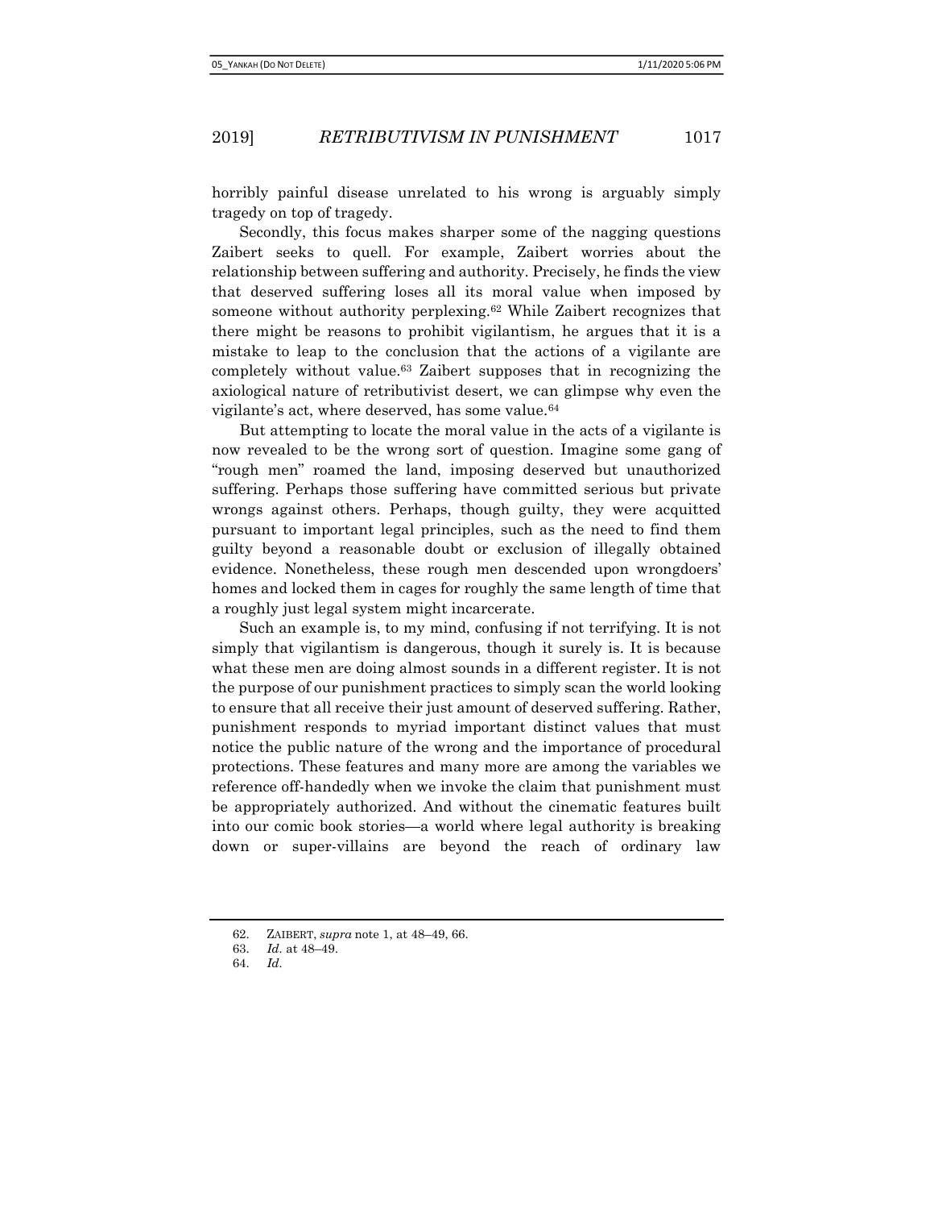horribly painful disease unrelated to his wrong is arguably simply tragedy on top of tragedy.

Secondly, this focus makes sharper some of the nagging questions Zaibert seeks to quell. For example, Zaibert worries about the relationship between suffering and authority. Precisely, he finds the view that deserved suffering loses all its moral value when imposed by someone without authority perplexing.[62] While Zaibert recognizes that there might be reasons to prohibit vigilantism, he argues that it is a mistake to leap to the conclusion that the actions of a vigilante are completely without value.[63] Zaibert supposes that in recognizing the axiological nature of retributivist desert, we can glimpse why even the vigilante's act, where deserved, has some value.[64]

But attempting to locate the moral value in the acts of a vigilante is now revealed to be the wrong sort of question. Imagine some gang of "rough men" roamed the land, imposing deserved but unauthorized suffering. Perhaps those suffering have committed serious but private wrongs against others. Perhaps, though guilty, they were acquitted pursuant to important legal principles, such as the need to find them guilty beyond a reasonable doubt or exclusion of illegally obtained evidence. Nonetheless, these rough men descended upon wrongdoers' homes and locked them in cages for roughly the same length of time that a roughly just legal system might incarcerate.

Such an example is, to my mind, confusing if not terrifying. It is not simply that vigilantism is dangerous, though it surely is. It is because what these men are doing almost sounds in a different register. It is not the purpose of our punishment practices to simply scan the world looking to ensure that all receive their just amount of deserved suffering. Rather, punishment responds to myriad important distinct values that must notice the public nature of the wrong and the importance of procedural protections. These features and many more are among the variables we reference off-handedly when we invoke the claim that punishment must be appropriately authorized. And without the cinematic features built into our comic book stories—a world where legal authority is breaking down or super-villains are beyond the reach of ordinary law

---

62. ZAIBERT, *supra* note 1, at 48–49, 66.

63. *Id.* at 48–49.

64. *Id.*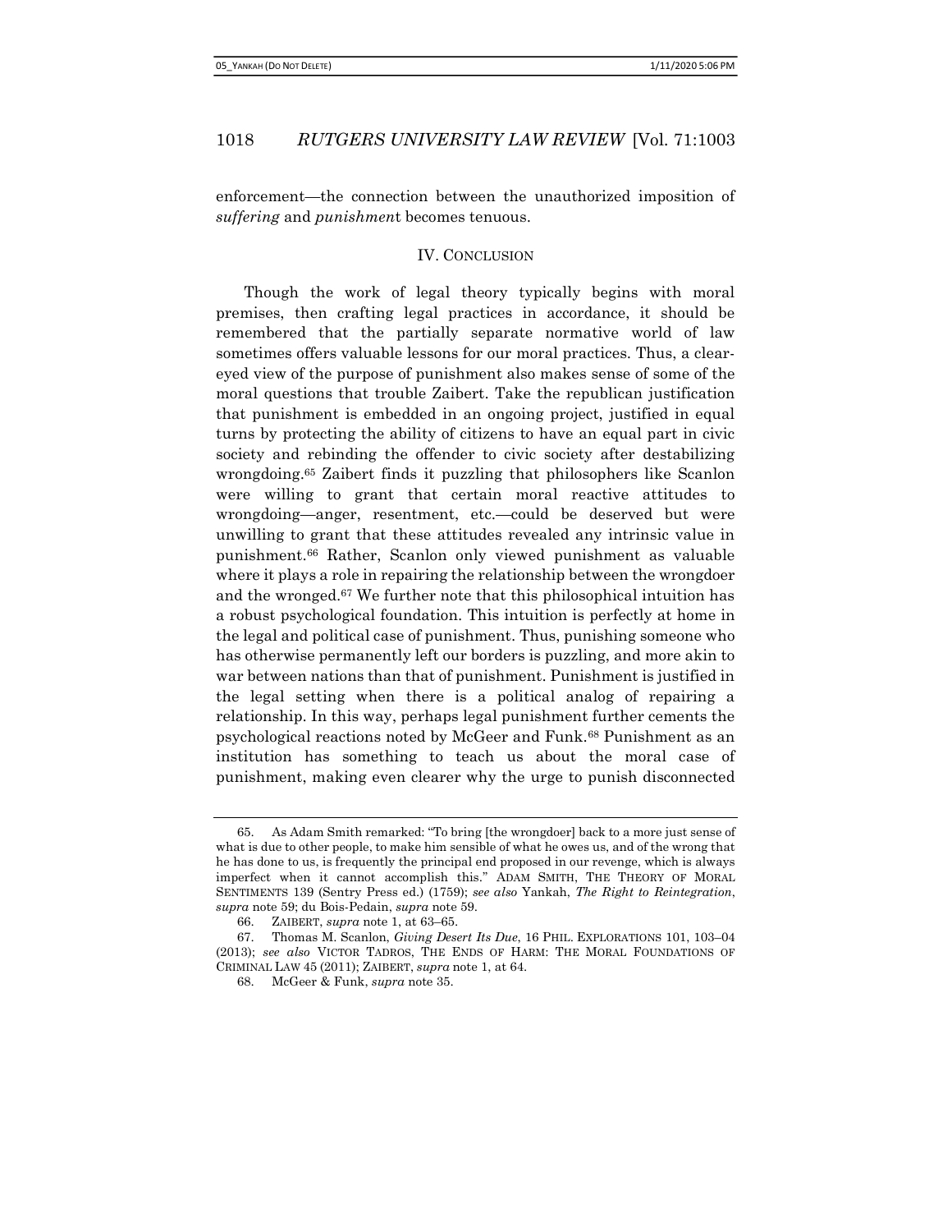enforcement—the connection between the unauthorized imposition of *suffering* and *punishment* becomes tenuous.

## IV. CONCLUSION

Though the work of legal theory typically begins with moral premises, then crafting legal practices in accordance, it should be remembered that the partially separate normative world of law sometimes offers valuable lessons for our moral practices. Thus, a clear-eyed view of the purpose of punishment also makes sense of some of the moral questions that trouble Zaibert. Take the republican justification that punishment is embedded in an ongoing project, justified in equal turns by protecting the ability of citizens to have an equal part in civic society and rebinding the offender to civic society after destabilizing wrongdoing.[65] Zaibert finds it puzzling that philosophers like Scanlon were willing to grant that certain moral reactive attitudes to wrongdoing—anger, resentment, etc.—could be deserved but were unwilling to grant that these attitudes revealed any intrinsic value in punishment.[66] Rather, Scanlon only viewed punishment as valuable where it plays a role in repairing the relationship between the wrongdoer and the wronged.[67] We further note that this philosophical intuition has a robust psychological foundation. This intuition is perfectly at home in the legal and political case of punishment. Thus, punishing someone who has otherwise permanently left our borders is puzzling, and more akin to war between nations than that of punishment. Punishment is justified in the legal setting when there is a political analog of repairing a relationship. In this way, perhaps legal punishment further cements the psychological reactions noted by McGeer and Funk.[68] Punishment as an institution has something to teach us about the moral case of punishment, making even clearer why the urge to punish disconnected

---

65. As Adam Smith remarked: "To bring [the wrongdoer] back to a more just sense of what is due to other people, to make him sensible of what he owes us, and of the wrong that he has done to us, is frequently the principal end proposed in our revenge, which is always imperfect when it cannot accomplish this." ADAM SMITH, THE THEORY OF MORAL SENTIMENTS 139 (Sentry Press ed.) (1759); *see also* Yankah, *The Right to Reintegration*, *supra* note 59; du Bois-Pedain, *supra* note 59.

66. ZAIBERT, *supra* note 1, at 63–65.

67. Thomas M. Scanlon, *Giving Desert Its Due*, 16 PHIL. EXPLORATIONS 101, 103–04 (2013); *see also* VICTOR TADROS, THE ENDS OF HARM: THE MORAL FOUNDATIONS OF CRIMINAL LAW 45 (2011); ZAIBERT, *supra* note 1, at 64.

68. McGeer & Funk, *supra* note 35.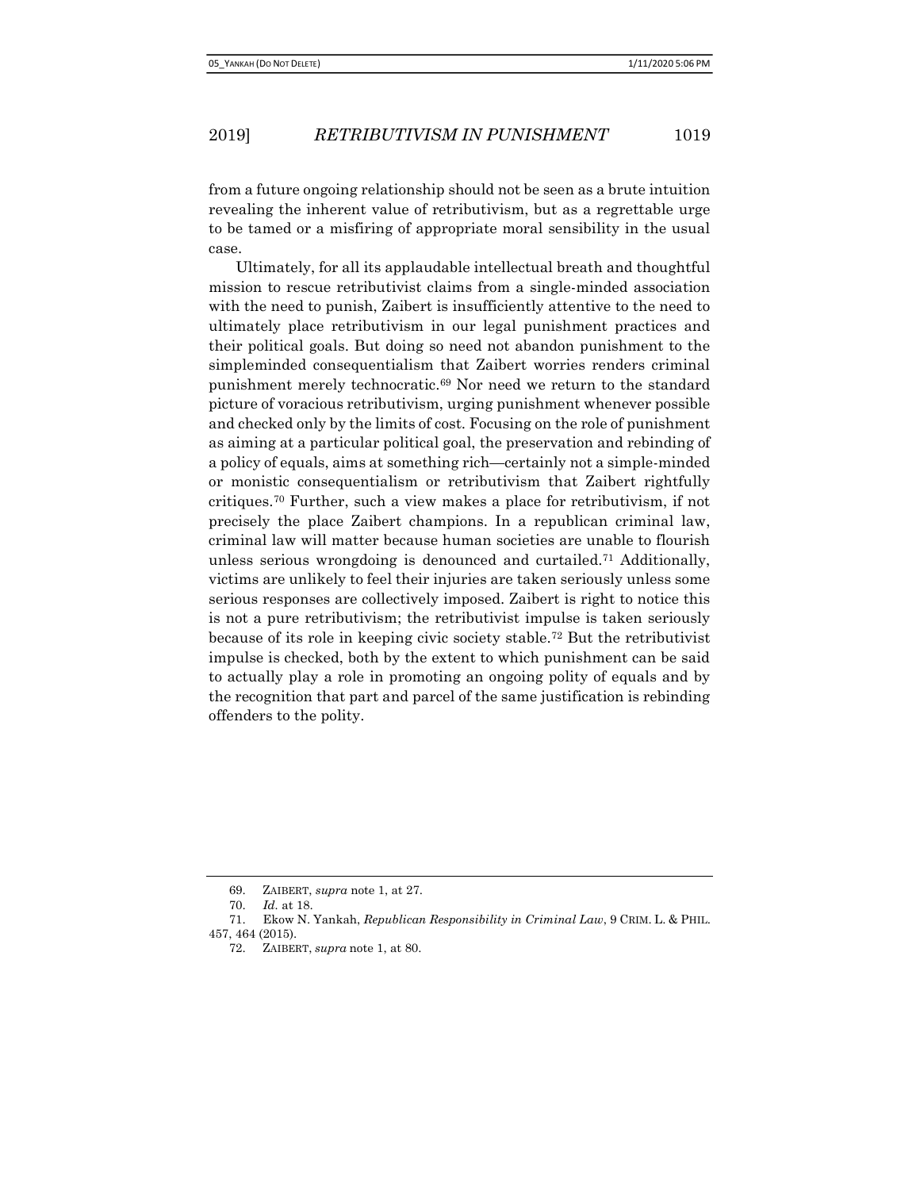from a future ongoing relationship should not be seen as a brute intuition revealing the inherent value of retributivism, but as a regrettable urge to be tamed or a misfiring of appropriate moral sensibility in the usual case.

Ultimately, for all its applaudable intellectual breath and thoughtful mission to rescue retributivist claims from a single-minded association with the need to punish, Zaibert is insufficiently attentive to the need to ultimately place retributivism in our legal punishment practices and their political goals. But doing so need not abandon punishment to the simpleminded consequentialism that Zaibert worries renders criminal punishment merely technocratic.[69] Nor need we return to the standard picture of voracious retributivism, urging punishment whenever possible and checked only by the limits of cost. Focusing on the role of punishment as aiming at a particular political goal, the preservation and rebinding of a policy of equals, aims at something rich—certainly not a simple-minded or monistic consequentialism or retributivism that Zaibert rightfully critiques.[70] Further, such a view makes a place for retributivism, if not precisely the place Zaibert champions. In a republican criminal law, criminal law will matter because human societies are unable to flourish unless serious wrongdoing is denounced and curtailed.[71] Additionally, victims are unlikely to feel their injuries are taken seriously unless some serious responses are collectively imposed. Zaibert is right to notice this is not a pure retributivism; the retributivist impulse is taken seriously because of its role in keeping civic society stable.[72] But the retributivist impulse is checked, both by the extent to which punishment can be said to actually play a role in promoting an ongoing polity of equals and by the recognition that part and parcel of the same justification is rebinding offenders to the polity.

---

69. ZAIBERT, *supra* note 1, at 27.

70. *Id.* at 18.

71. Ekow N. Yankah, *Republican Responsibility in Criminal Law*, 9 CRIM. L. & PHIL. 457, 464 (2015).

72. ZAIBERT, *supra* note 1, at 80.